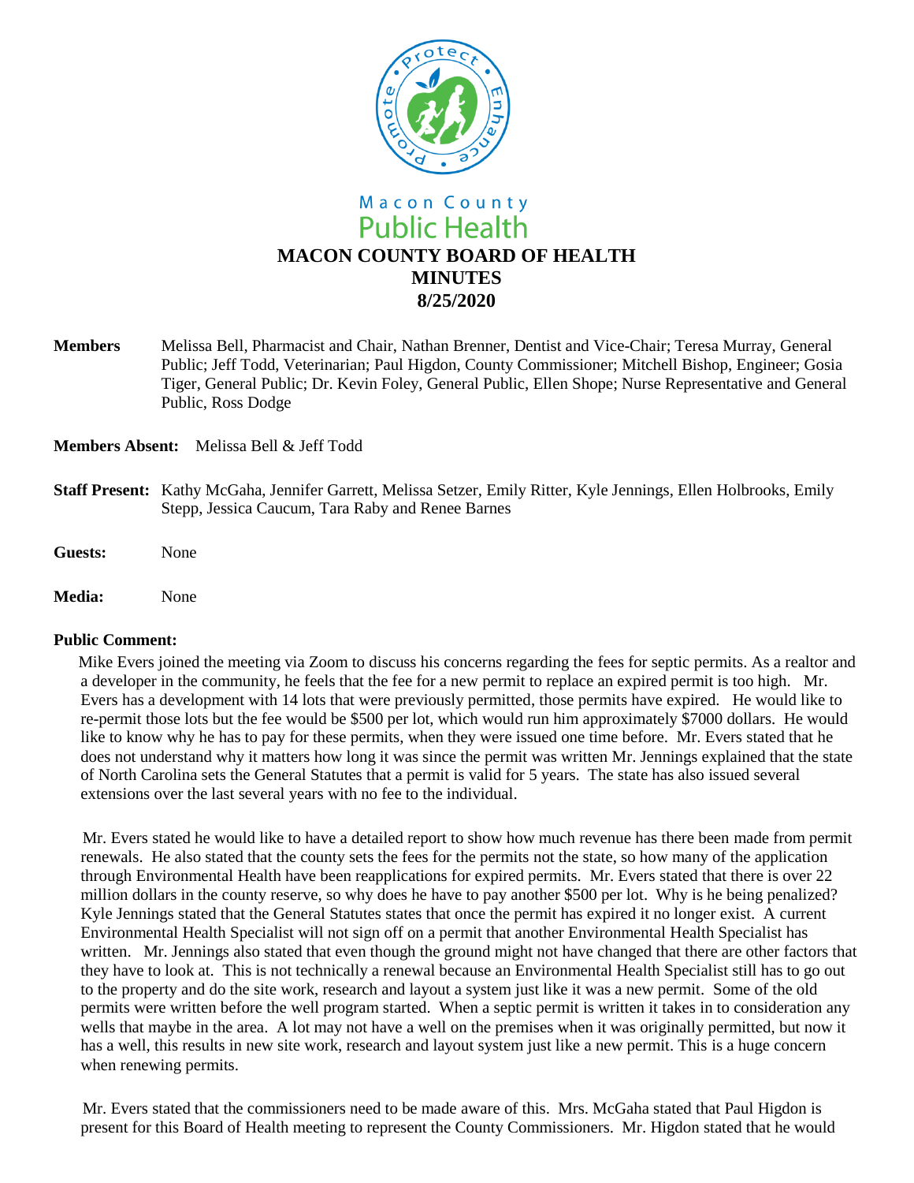Macon County
Public Health

# MACON COUNTY BOARD OF HEALTH
## MINUTES
## 8/25/2020

**Members** Melissa Bell, Pharmacist and Chair, Nathan Brenner, Dentist and Vice-Chair; Teresa Murray, General Public; Jeff Todd, Veterinarian; Paul Higdon, County Commissioner; Mitchell Bishop, Engineer; Gosia Tiger, General Public; Dr. Kevin Foley, General Public, Ellen Shope; Nurse Representative and General Public, Ross Dodge

**Members Absent:** Melissa Bell & Jeff Todd

**Staff Present:** Kathy McGaha, Jennifer Garrett, Melissa Setzer, Emily Ritter, Kyle Jennings, Ellen Holbrooks, Emily Stepp, Jessica Caucum, Tara Raby and Renee Barnes

**Guests:** None

**Media:** None

**Public Comment:**

Mike Evers joined the meeting via Zoom to discuss his concerns regarding the fees for septic permits. As a realtor and a developer in the community, he feels that the fee for a new permit to replace an expired permit is too high. Mr. Evers has a development with 14 lots that were previously permitted, those permits have expired. He would like to re-permit those lots but the fee would be $500 per lot, which would run him approximately $7000 dollars. He would like to know why he has to pay for these permits, when they were issued one time before. Mr. Evers stated that he does not understand why it matters how long it was since the permit was written Mr. Jennings explained that the state of North Carolina sets the General Statutes that a permit is valid for 5 years. The state has also issued several extensions over the last several years with no fee to the individual.

Mr. Evers stated he would like to have a detailed report to show how much revenue has there been made from permit renewals. He also stated that the county sets the fees for the permits not the state, so how many of the application through Environmental Health have been reapplications for expired permits. Mr. Evers stated that there is over 22 million dollars in the county reserve, so why does he have to pay another $500 per lot. Why is he being penalized? Kyle Jennings stated that the General Statutes states that once the permit has expired it no longer exist. A current Environmental Health Specialist will not sign off on a permit that another Environmental Health Specialist has written. Mr. Jennings also stated that even though the ground might not have changed that there are other factors that they have to look at. This is not technically a renewal because an Environmental Health Specialist still has to go out to the property and do the site work, research and layout a system just like it was a new permit. Some of the old permits were written before the well program started. When a septic permit is written it takes in to consideration any wells that maybe in the area. A lot may not have a well on the premises when it was originally permitted, but now it has a well, this results in new site work, research and layout system just like a new permit. This is a huge concern when renewing permits.

Mr. Evers stated that the commissioners need to be made aware of this. Mrs. McGaha stated that Paul Higdon is present for this Board of Health meeting to represent the County Commissioners. Mr. Higdon stated that he would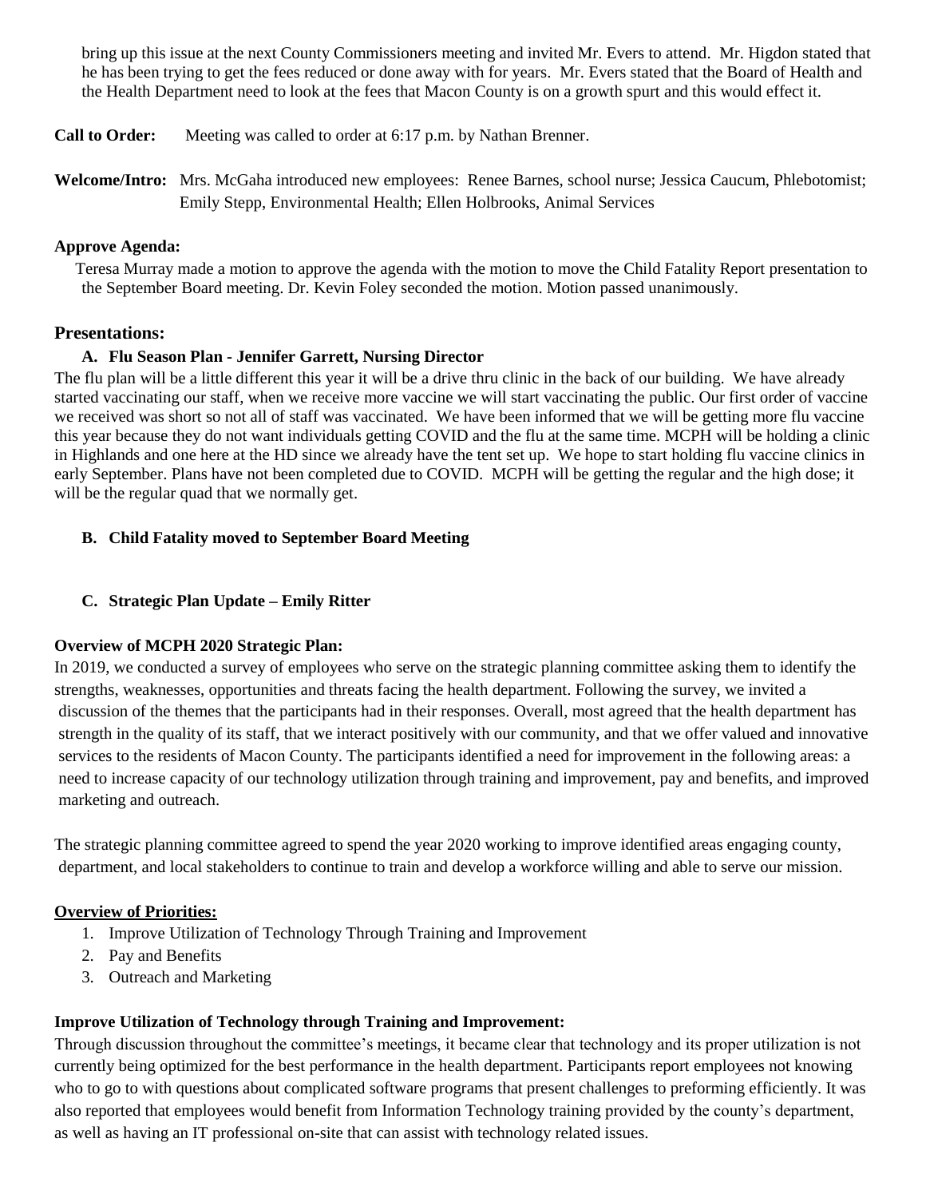bring up this issue at the next County Commissioners meeting and invited Mr. Evers to attend. Mr. Higdon stated that he has been trying to get the fees reduced or done away with for years. Mr. Evers stated that the Board of Health and the Health Department need to look at the fees that Macon County is on a growth spurt and this would effect it.

**Call to Order:** Meeting was called to order at 6:17 p.m. by Nathan Brenner.

**Welcome/Intro:** Mrs. McGaha introduced new employees: Renee Barnes, school nurse; Jessica Caucum, Phlebotomist; Emily Stepp, Environmental Health; Ellen Holbrooks, Animal Services

**Approve Agenda:**

Teresa Murray made a motion to approve the agenda with the motion to move the Child Fatality Report presentation to the September Board meeting. Dr. Kevin Foley seconded the motion. Motion passed unanimously.

## Presentations:

**A. Flu Season Plan - Jennifer Garrett, Nursing Director**

The flu plan will be a little different this year it will be a drive thru clinic in the back of our building. We have already started vaccinating our staff, when we receive more vaccine we will start vaccinating the public. Our first order of vaccine we received was short so not all of staff was vaccinated. We have been informed that we will be getting more flu vaccine this year because they do not want individuals getting COVID and the flu at the same time. MCPH will be holding a clinic in Highlands and one here at the HD since we already have the tent set up. We hope to start holding flu vaccine clinics in early September. Plans have not been completed due to COVID. MCPH will be getting the regular and the high dose; it will be the regular quad that we normally get.

**B. Child Fatality moved to September Board Meeting**

**C. Strategic Plan Update – Emily Ritter**

**Overview of MCPH 2020 Strategic Plan:**

In 2019, we conducted a survey of employees who serve on the strategic planning committee asking them to identify the strengths, weaknesses, opportunities and threats facing the health department. Following the survey, we invited a discussion of the themes that the participants had in their responses. Overall, most agreed that the health department has strength in the quality of its staff, that we interact positively with our community, and that we offer valued and innovative services to the residents of Macon County. The participants identified a need for improvement in the following areas: a need to increase capacity of our technology utilization through training and improvement, pay and benefits, and improved marketing and outreach.

The strategic planning committee agreed to spend the year 2020 working to improve identified areas engaging county, department, and local stakeholders to continue to train and develop a workforce willing and able to serve our mission.

**Overview of Priorities:**

1. Improve Utilization of Technology Through Training and Improvement
2. Pay and Benefits
3. Outreach and Marketing

**Improve Utilization of Technology through Training and Improvement:**

Through discussion throughout the committee's meetings, it became clear that technology and its proper utilization is not currently being optimized for the best performance in the health department. Participants report employees not knowing who to go to with questions about complicated software programs that present challenges to preforming efficiently. It was also reported that employees would benefit from Information Technology training provided by the county's department, as well as having an IT professional on-site that can assist with technology related issues.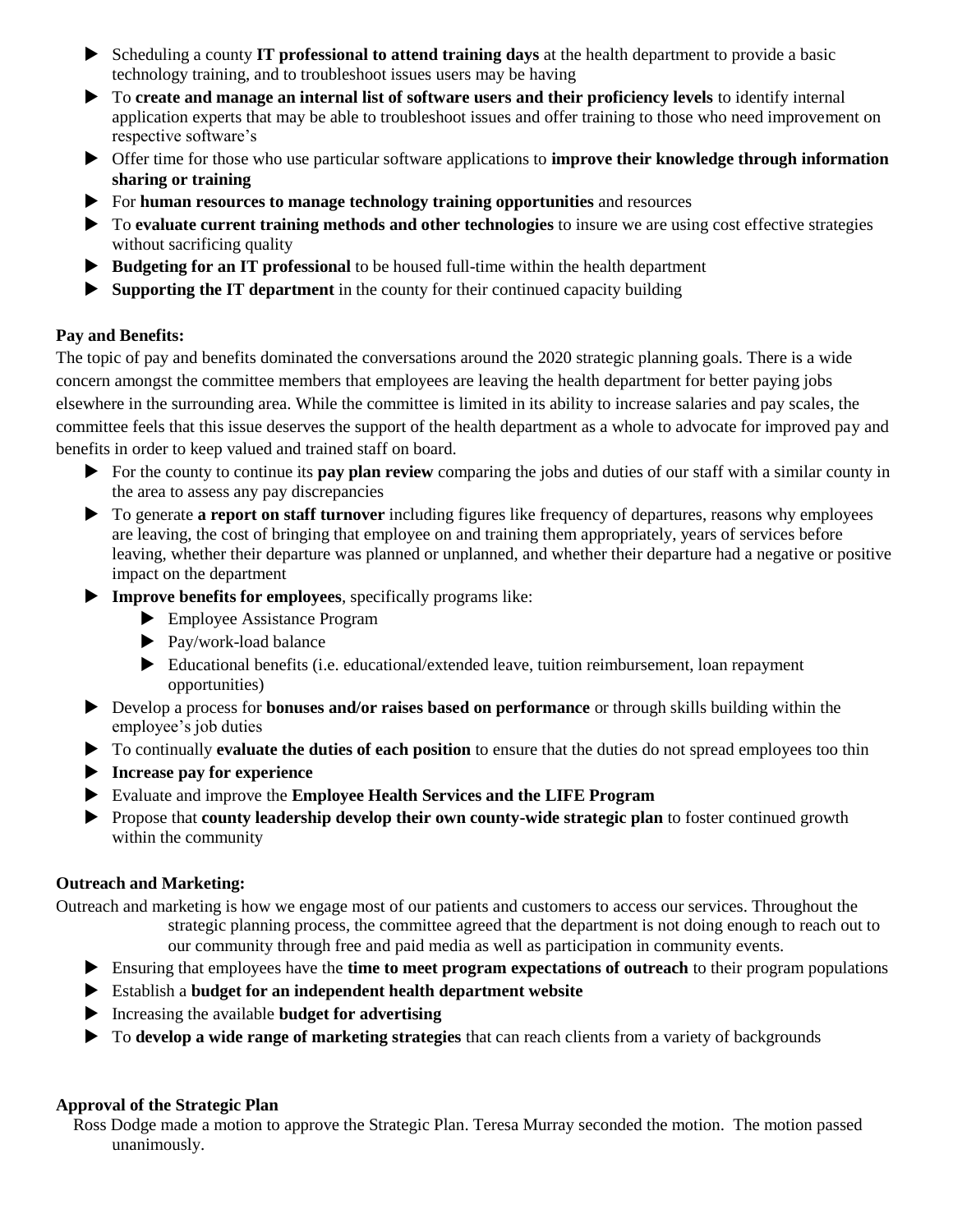- Scheduling a county **IT professional to attend training days** at the health department to provide a basic technology training, and to troubleshoot issues users may be having
- To **create and manage an internal list of software users and their proficiency levels** to identify internal application experts that may be able to troubleshoot issues and offer training to those who need improvement on respective software's
- Offer time for those who use particular software applications to **improve their knowledge through information sharing or training**
- For **human resources to manage technology training opportunities** and resources
- To **evaluate current training methods and other technologies** to insure we are using cost effective strategies without sacrificing quality
- **Budgeting for an IT professional** to be housed full-time within the health department
- **Supporting the IT department** in the county for their continued capacity building

**Pay and Benefits:**

The topic of pay and benefits dominated the conversations around the 2020 strategic planning goals. There is a wide concern amongst the committee members that employees are leaving the health department for better paying jobs elsewhere in the surrounding area. While the committee is limited in its ability to increase salaries and pay scales, the committee feels that this issue deserves the support of the health department as a whole to advocate for improved pay and benefits in order to keep valued and trained staff on board.

- For the county to continue its **pay plan review** comparing the jobs and duties of our staff with a similar county in the area to assess any pay discrepancies
- To generate **a report on staff turnover** including figures like frequency of departures, reasons why employees are leaving, the cost of bringing that employee on and training them appropriately, years of services before leaving, whether their departure was planned or unplanned, and whether their departure had a negative or positive impact on the department
- **Improve benefits for employees**, specifically programs like:
  - Employee Assistance Program
  - Pay/work-load balance
  - Educational benefits (i.e. educational/extended leave, tuition reimbursement, loan repayment opportunities)
- Develop a process for **bonuses and/or raises based on performance** or through skills building within the employee's job duties
- To continually **evaluate the duties of each position** to ensure that the duties do not spread employees too thin
- **Increase pay for experience**
- Evaluate and improve the **Employee Health Services and the LIFE Program**
- Propose that **county leadership develop their own county-wide strategic plan** to foster continued growth within the community

**Outreach and Marketing:**

Outreach and marketing is how we engage most of our patients and customers to access our services. Throughout the strategic planning process, the committee agreed that the department is not doing enough to reach out to our community through free and paid media as well as participation in community events.

- Ensuring that employees have the **time to meet program expectations of outreach** to their program populations
- Establish a **budget for an independent health department website**
- Increasing the available **budget for advertising**
- To **develop a wide range of marketing strategies** that can reach clients from a variety of backgrounds

**Approval of the Strategic Plan**

Ross Dodge made a motion to approve the Strategic Plan. Teresa Murray seconded the motion. The motion passed unanimously.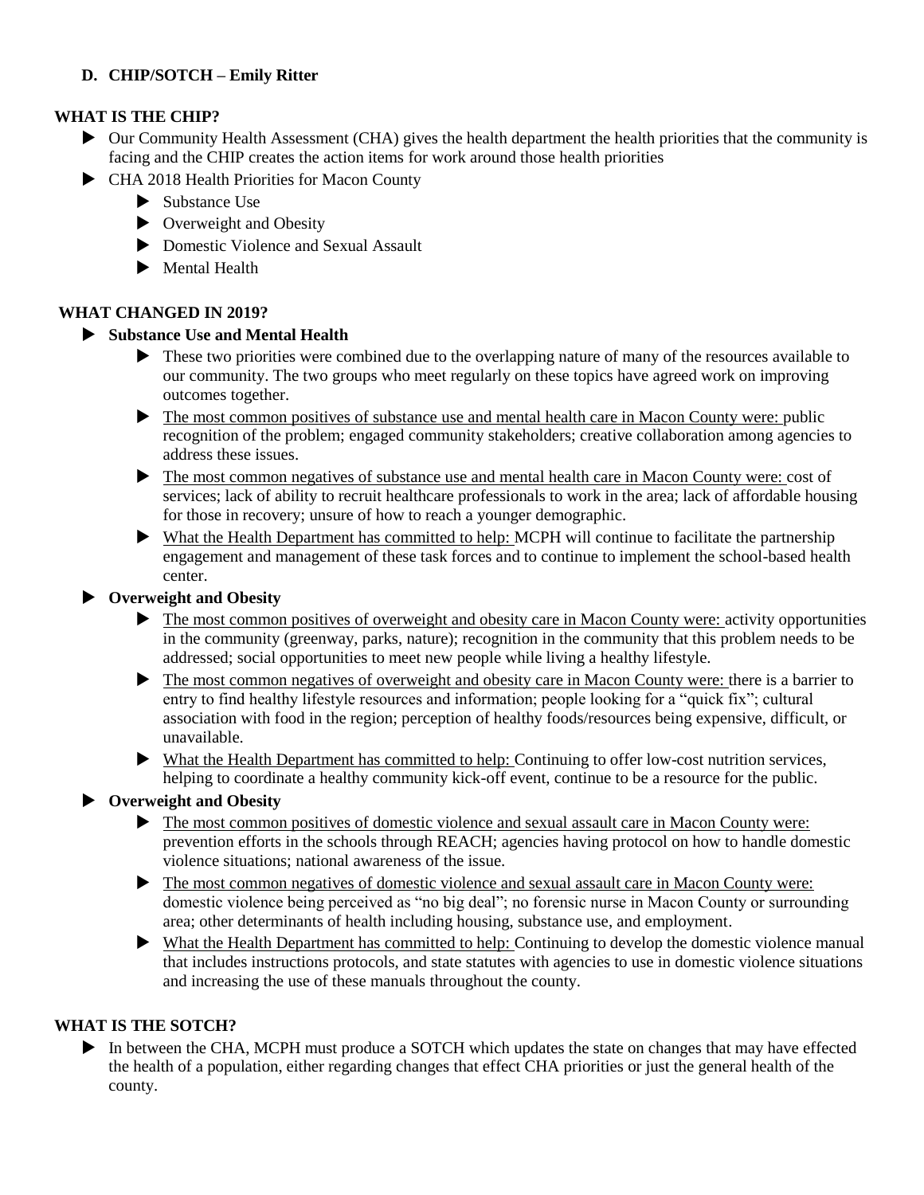**D. CHIP/SOTCH – Emily Ritter**

**WHAT IS THE CHIP?**

- Our Community Health Assessment (CHA) gives the health department the health priorities that the community is facing and the CHIP creates the action items for work around those health priorities
- CHA 2018 Health Priorities for Macon County
  - Substance Use
  - Overweight and Obesity
  - Domestic Violence and Sexual Assault
  - Mental Health

**WHAT CHANGED IN 2019?**

- **Substance Use and Mental Health**
  - These two priorities were combined due to the overlapping nature of many of the resources available to our community. The two groups who meet regularly on these topics have agreed work on improving outcomes together.
  - <u>The most common positives of substance use and mental health care in Macon County were:</u> public recognition of the problem; engaged community stakeholders; creative collaboration among agencies to address these issues.
  - <u>The most common negatives of substance use and mental health care in Macon County were:</u> cost of services; lack of ability to recruit healthcare professionals to work in the area; lack of affordable housing for those in recovery; unsure of how to reach a younger demographic.
  - <u>What the Health Department has committed to help:</u> MCPH will continue to facilitate the partnership engagement and management of these task forces and to continue to implement the school-based health center.
- **Overweight and Obesity**
  - <u>The most common positives of overweight and obesity care in Macon County were:</u> activity opportunities in the community (greenway, parks, nature); recognition in the community that this problem needs to be addressed; social opportunities to meet new people while living a healthy lifestyle.
  - <u>The most common negatives of overweight and obesity care in Macon County were:</u> there is a barrier to entry to find healthy lifestyle resources and information; people looking for a "quick fix"; cultural association with food in the region; perception of healthy foods/resources being expensive, difficult, or unavailable.
  - <u>What the Health Department has committed to help:</u> Continuing to offer low-cost nutrition services, helping to coordinate a healthy community kick-off event, continue to be a resource for the public.
- **Overweight and Obesity**
  - <u>The most common positives of domestic violence and sexual assault care in Macon County were:</u> prevention efforts in the schools through REACH; agencies having protocol on how to handle domestic violence situations; national awareness of the issue.
  - <u>The most common negatives of domestic violence and sexual assault care in Macon County were:</u> domestic violence being perceived as "no big deal"; no forensic nurse in Macon County or surrounding area; other determinants of health including housing, substance use, and employment.
  - <u>What the Health Department has committed to help:</u> Continuing to develop the domestic violence manual that includes instructions protocols, and state statutes with agencies to use in domestic violence situations and increasing the use of these manuals throughout the county.

**WHAT IS THE SOTCH?**

- In between the CHA, MCPH must produce a SOTCH which updates the state on changes that may have effected the health of a population, either regarding changes that effect CHA priorities or just the general health of the county.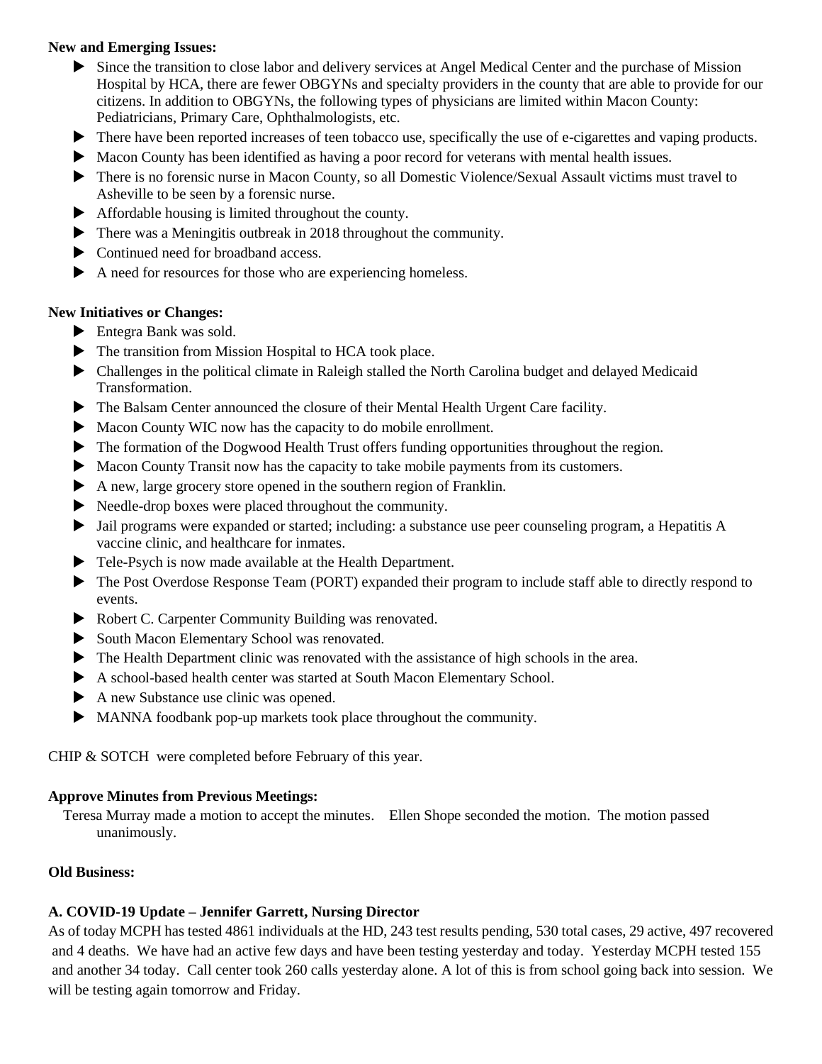**New and Emerging Issues:**

- Since the transition to close labor and delivery services at Angel Medical Center and the purchase of Mission Hospital by HCA, there are fewer OBGYNs and specialty providers in the county that are able to provide for our citizens. In addition to OBGYNs, the following types of physicians are limited within Macon County: Pediatricians, Primary Care, Ophthalmologists, etc.
- There have been reported increases of teen tobacco use, specifically the use of e-cigarettes and vaping products.
- Macon County has been identified as having a poor record for veterans with mental health issues.
- There is no forensic nurse in Macon County, so all Domestic Violence/Sexual Assault victims must travel to Asheville to be seen by a forensic nurse.
- Affordable housing is limited throughout the county.
- There was a Meningitis outbreak in 2018 throughout the community.
- Continued need for broadband access.
- A need for resources for those who are experiencing homeless.

**New Initiatives or Changes:**

- Entegra Bank was sold.
- The transition from Mission Hospital to HCA took place.
- Challenges in the political climate in Raleigh stalled the North Carolina budget and delayed Medicaid Transformation.
- The Balsam Center announced the closure of their Mental Health Urgent Care facility.
- Macon County WIC now has the capacity to do mobile enrollment.
- The formation of the Dogwood Health Trust offers funding opportunities throughout the region.
- Macon County Transit now has the capacity to take mobile payments from its customers.
- A new, large grocery store opened in the southern region of Franklin.
- Needle-drop boxes were placed throughout the community.
- Jail programs were expanded or started; including: a substance use peer counseling program, a Hepatitis A vaccine clinic, and healthcare for inmates.
- Tele-Psych is now made available at the Health Department.
- The Post Overdose Response Team (PORT) expanded their program to include staff able to directly respond to events.
- Robert C. Carpenter Community Building was renovated.
- South Macon Elementary School was renovated.
- The Health Department clinic was renovated with the assistance of high schools in the area.
- A school-based health center was started at South Macon Elementary School.
- A new Substance use clinic was opened.
- MANNA foodbank pop-up markets took place throughout the community.

CHIP & SOTCH were completed before February of this year.

**Approve Minutes from Previous Meetings:**

Teresa Murray made a motion to accept the minutes. Ellen Shope seconded the motion. The motion passed unanimously.

**Old Business:**

**A. COVID-19 Update – Jennifer Garrett, Nursing Director**

As of today MCPH has tested 4861 individuals at the HD, 243 test results pending, 530 total cases, 29 active, 497 recovered and 4 deaths. We have had an active few days and have been testing yesterday and today. Yesterday MCPH tested 155 and another 34 today. Call center took 260 calls yesterday alone. A lot of this is from school going back into session. We will be testing again tomorrow and Friday.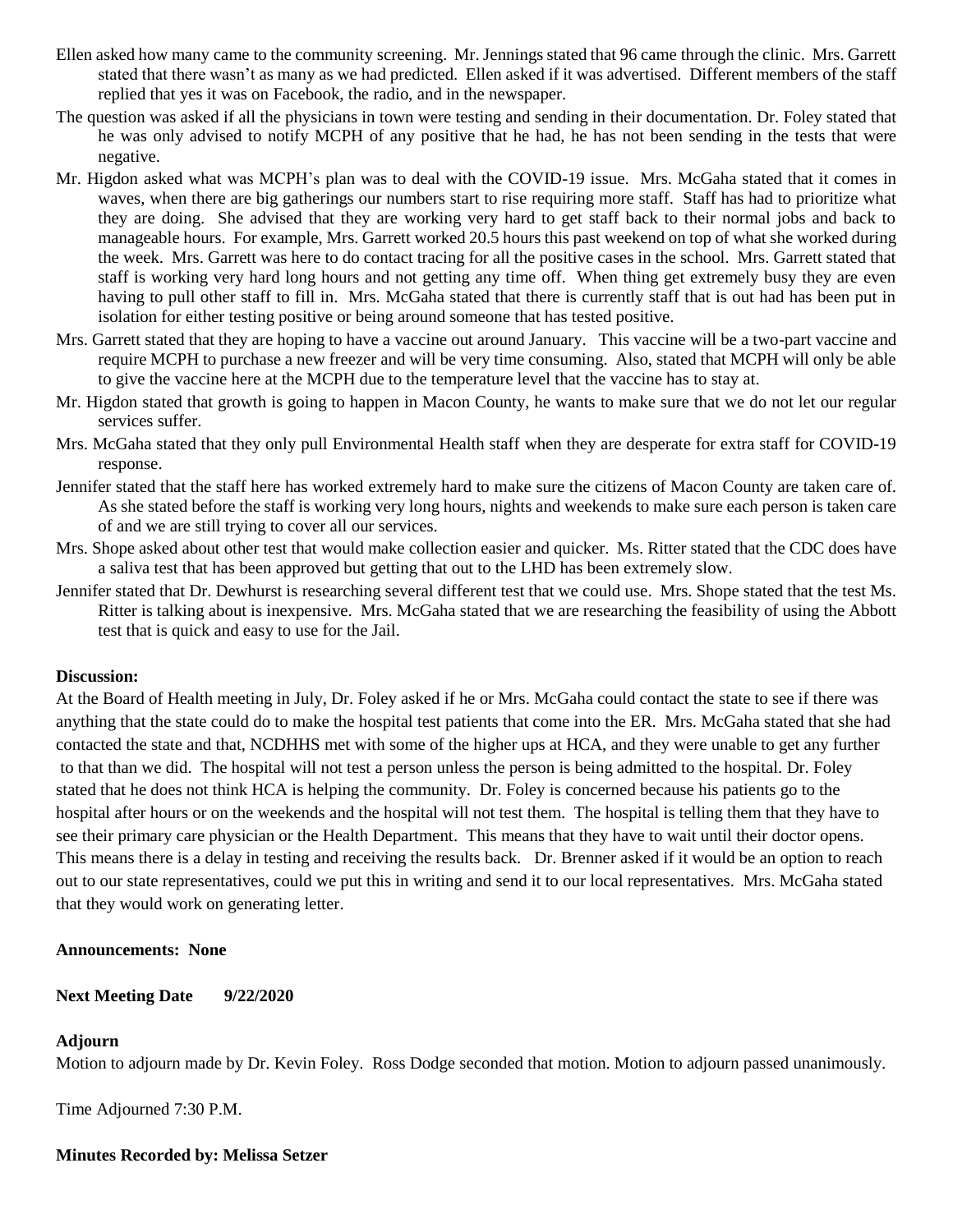Ellen asked how many came to the community screening. Mr. Jennings stated that 96 came through the clinic. Mrs. Garrett stated that there wasn't as many as we had predicted. Ellen asked if it was advertised. Different members of the staff replied that yes it was on Facebook, the radio, and in the newspaper.

The question was asked if all the physicians in town were testing and sending in their documentation. Dr. Foley stated that he was only advised to notify MCPH of any positive that he had, he has not been sending in the tests that were negative.

Mr. Higdon asked what was MCPH's plan was to deal with the COVID-19 issue. Mrs. McGaha stated that it comes in waves, when there are big gatherings our numbers start to rise requiring more staff. Staff has had to prioritize what they are doing. She advised that they are working very hard to get staff back to their normal jobs and back to manageable hours. For example, Mrs. Garrett worked 20.5 hours this past weekend on top of what she worked during the week. Mrs. Garrett was here to do contact tracing for all the positive cases in the school. Mrs. Garrett stated that staff is working very hard long hours and not getting any time off. When thing get extremely busy they are even having to pull other staff to fill in. Mrs. McGaha stated that there is currently staff that is out had has been put in isolation for either testing positive or being around someone that has tested positive.

Mrs. Garrett stated that they are hoping to have a vaccine out around January. This vaccine will be a two-part vaccine and require MCPH to purchase a new freezer and will be very time consuming. Also, stated that MCPH will only be able to give the vaccine here at the MCPH due to the temperature level that the vaccine has to stay at.

Mr. Higdon stated that growth is going to happen in Macon County, he wants to make sure that we do not let our regular services suffer.

Mrs. McGaha stated that they only pull Environmental Health staff when they are desperate for extra staff for COVID-19 response.

Jennifer stated that the staff here has worked extremely hard to make sure the citizens of Macon County are taken care of. As she stated before the staff is working very long hours, nights and weekends to make sure each person is taken care of and we are still trying to cover all our services.

Mrs. Shope asked about other test that would make collection easier and quicker. Ms. Ritter stated that the CDC does have a saliva test that has been approved but getting that out to the LHD has been extremely slow.

Jennifer stated that Dr. Dewhurst is researching several different test that we could use. Mrs. Shope stated that the test Ms. Ritter is talking about is inexpensive. Mrs. McGaha stated that we are researching the feasibility of using the Abbott test that is quick and easy to use for the Jail.

**Discussion:**

At the Board of Health meeting in July, Dr. Foley asked if he or Mrs. McGaha could contact the state to see if there was anything that the state could do to make the hospital test patients that come into the ER. Mrs. McGaha stated that she had contacted the state and that, NCDHHS met with some of the higher ups at HCA, and they were unable to get any further to that than we did. The hospital will not test a person unless the person is being admitted to the hospital. Dr. Foley stated that he does not think HCA is helping the community. Dr. Foley is concerned because his patients go to the hospital after hours or on the weekends and the hospital will not test them. The hospital is telling them that they have to see their primary care physician or the Health Department. This means that they have to wait until their doctor opens. This means there is a delay in testing and receiving the results back. Dr. Brenner asked if it would be an option to reach out to our state representatives, could we put this in writing and send it to our local representatives. Mrs. McGaha stated that they would work on generating letter.

**Announcements: None**

**Next Meeting Date 9/22/2020**

**Adjourn**

Motion to adjourn made by Dr. Kevin Foley. Ross Dodge seconded that motion. Motion to adjourn passed unanimously.

Time Adjourned 7:30 P.M.

**Minutes Recorded by: Melissa Setzer**